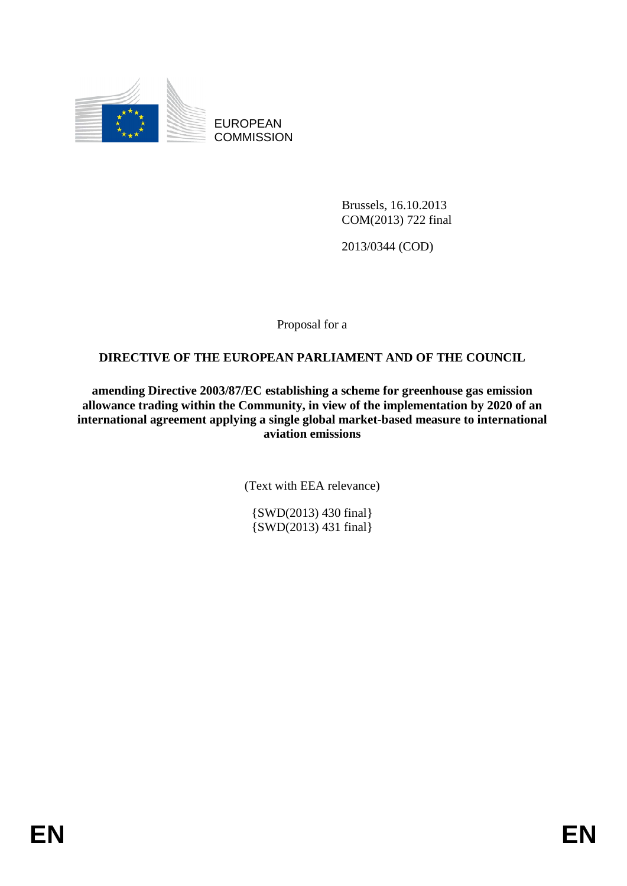EUROPEAN COMMISSION

Brussels, 16.10.2013
COM(2013) 722 final

2013/0344 (COD)

Proposal for a

**DIRECTIVE OF THE EUROPEAN PARLIAMENT AND OF THE COUNCIL**

**amending Directive 2003/87/EC establishing a scheme for greenhouse gas emission allowance trading within the Community, in view of the implementation by 2020 of an international agreement applying a single global market-based measure to international aviation emissions**

(Text with EEA relevance)

{SWD(2013) 430 final}
{SWD(2013) 431 final}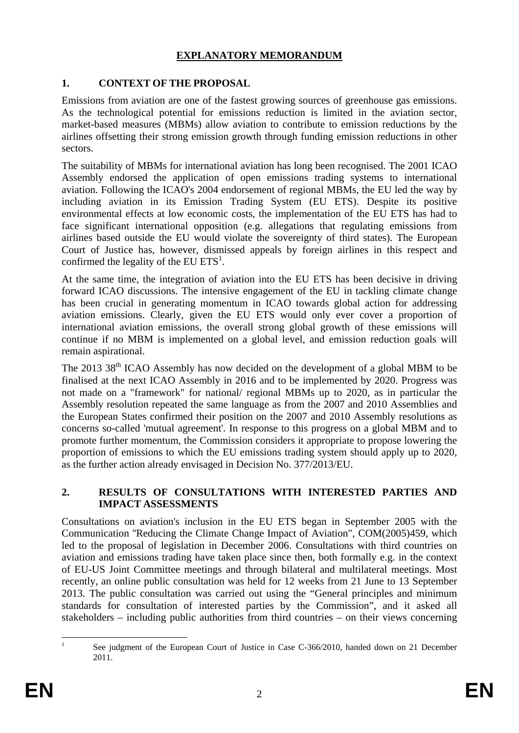# EXPLANATORY MEMORANDUM

## 1. CONTEXT OF THE PROPOSAL

Emissions from aviation are one of the fastest growing sources of greenhouse gas emissions. As the technological potential for emissions reduction is limited in the aviation sector, market-based measures (MBMs) allow aviation to contribute to emission reductions by the airlines offsetting their strong emission growth through funding emission reductions in other sectors.

The suitability of MBMs for international aviation has long been recognised. The 2001 ICAO Assembly endorsed the application of open emissions trading systems to international aviation. Following the ICAO's 2004 endorsement of regional MBMs, the EU led the way by including aviation in its Emission Trading System (EU ETS). Despite its positive environmental effects at low economic costs, the implementation of the EU ETS has had to face significant international opposition (e.g. allegations that regulating emissions from airlines based outside the EU would violate the sovereignty of third states). The European Court of Justice has, however, dismissed appeals by foreign airlines in this respect and confirmed the legality of the EU ETS[1].

At the same time, the integration of aviation into the EU ETS has been decisive in driving forward ICAO discussions. The intensive engagement of the EU in tackling climate change has been crucial in generating momentum in ICAO towards global action for addressing aviation emissions. Clearly, given the EU ETS would only ever cover a proportion of international aviation emissions, the overall strong global growth of these emissions will continue if no MBM is implemented on a global level, and emission reduction goals will remain aspirational.

The 2013 38th ICAO Assembly has now decided on the development of a global MBM to be finalised at the next ICAO Assembly in 2016 and to be implemented by 2020. Progress was not made on a "framework" for national/ regional MBMs up to 2020, as in particular the Assembly resolution repeated the same language as from the 2007 and 2010 Assemblies and the European States confirmed their position on the 2007 and 2010 Assembly resolutions as concerns so-called 'mutual agreement'. In response to this progress on a global MBM and to promote further momentum, the Commission considers it appropriate to propose lowering the proportion of emissions to which the EU emissions trading system should apply up to 2020, as the further action already envisaged in Decision No. 377/2013/EU.

## 2. RESULTS OF CONSULTATIONS WITH INTERESTED PARTIES AND IMPACT ASSESSMENTS

Consultations on aviation's inclusion in the EU ETS began in September 2005 with the Communication "Reducing the Climate Change Impact of Aviation", COM(2005)459, which led to the proposal of legislation in December 2006. Consultations with third countries on aviation and emissions trading have taken place since then, both formally e.g. in the context of EU-US Joint Committee meetings and through bilateral and multilateral meetings. Most recently, an online public consultation was held for 12 weeks from 21 June to 13 September 2013. The public consultation was carried out using the "General principles and minimum standards for consultation of interested parties by the Commission", and it asked all stakeholders – including public authorities from third countries – on their views concerning

---

[1] See judgment of the European Court of Justice in Case C-366/2010, handed down on 21 December 2011.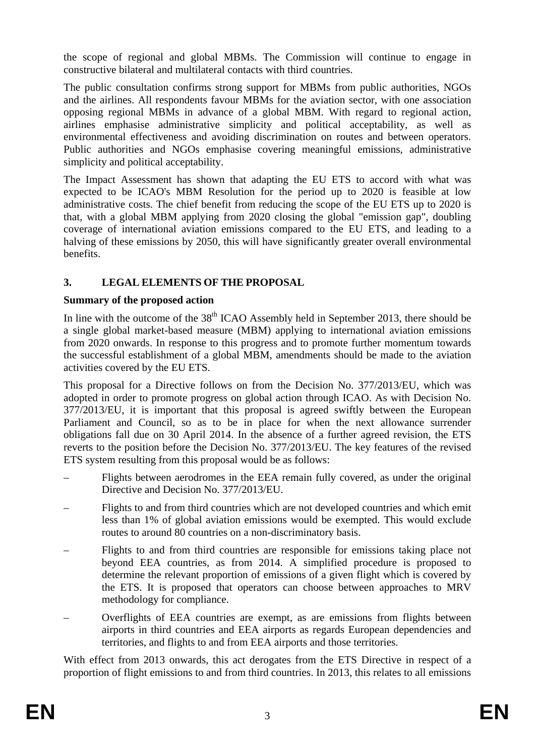the scope of regional and global MBMs. The Commission will continue to engage in constructive bilateral and multilateral contacts with third countries.

The public consultation confirms strong support for MBMs from public authorities, NGOs and the airlines. All respondents favour MBMs for the aviation sector, with one association opposing regional MBMs in advance of a global MBM. With regard to regional action, airlines emphasise administrative simplicity and political acceptability, as well as environmental effectiveness and avoiding discrimination on routes and between operators. Public authorities and NGOs emphasise covering meaningful emissions, administrative simplicity and political acceptability.

The Impact Assessment has shown that adapting the EU ETS to accord with what was expected to be ICAO's MBM Resolution for the period up to 2020 is feasible at low administrative costs. The chief benefit from reducing the scope of the EU ETS up to 2020 is that, with a global MBM applying from 2020 closing the global "emission gap", doubling coverage of international aviation emissions compared to the EU ETS, and leading to a halving of these emissions by 2050, this will have significantly greater overall environmental benefits.

## 3. LEGAL ELEMENTS OF THE PROPOSAL

**Summary of the proposed action**

In line with the outcome of the 38th ICAO Assembly held in September 2013, there should be a single global market-based measure (MBM) applying to international aviation emissions from 2020 onwards. In response to this progress and to promote further momentum towards the successful establishment of a global MBM, amendments should be made to the aviation activities covered by the EU ETS.

This proposal for a Directive follows on from the Decision No. 377/2013/EU, which was adopted in order to promote progress on global action through ICAO. As with Decision No. 377/2013/EU, it is important that this proposal is agreed swiftly between the European Parliament and Council, so as to be in place for when the next allowance surrender obligations fall due on 30 April 2014. In the absence of a further agreed revision, the ETS reverts to the position before the Decision No. 377/2013/EU. The key features of the revised ETS system resulting from this proposal would be as follows:

– Flights between aerodromes in the EEA remain fully covered, as under the original Directive and Decision No. 377/2013/EU.

– Flights to and from third countries which are not developed countries and which emit less than 1% of global aviation emissions would be exempted. This would exclude routes to around 80 countries on a non-discriminatory basis.

– Flights to and from third countries are responsible for emissions taking place not beyond EEA countries, as from 2014. A simplified procedure is proposed to determine the relevant proportion of emissions of a given flight which is covered by the ETS. It is proposed that operators can choose between approaches to MRV methodology for compliance.

– Overflights of EEA countries are exempt, as are emissions from flights between airports in third countries and EEA airports as regards European dependencies and territories, and flights to and from EEA airports and those territories.

With effect from 2013 onwards, this act derogates from the ETS Directive in respect of a proportion of flight emissions to and from third countries. In 2013, this relates to all emissions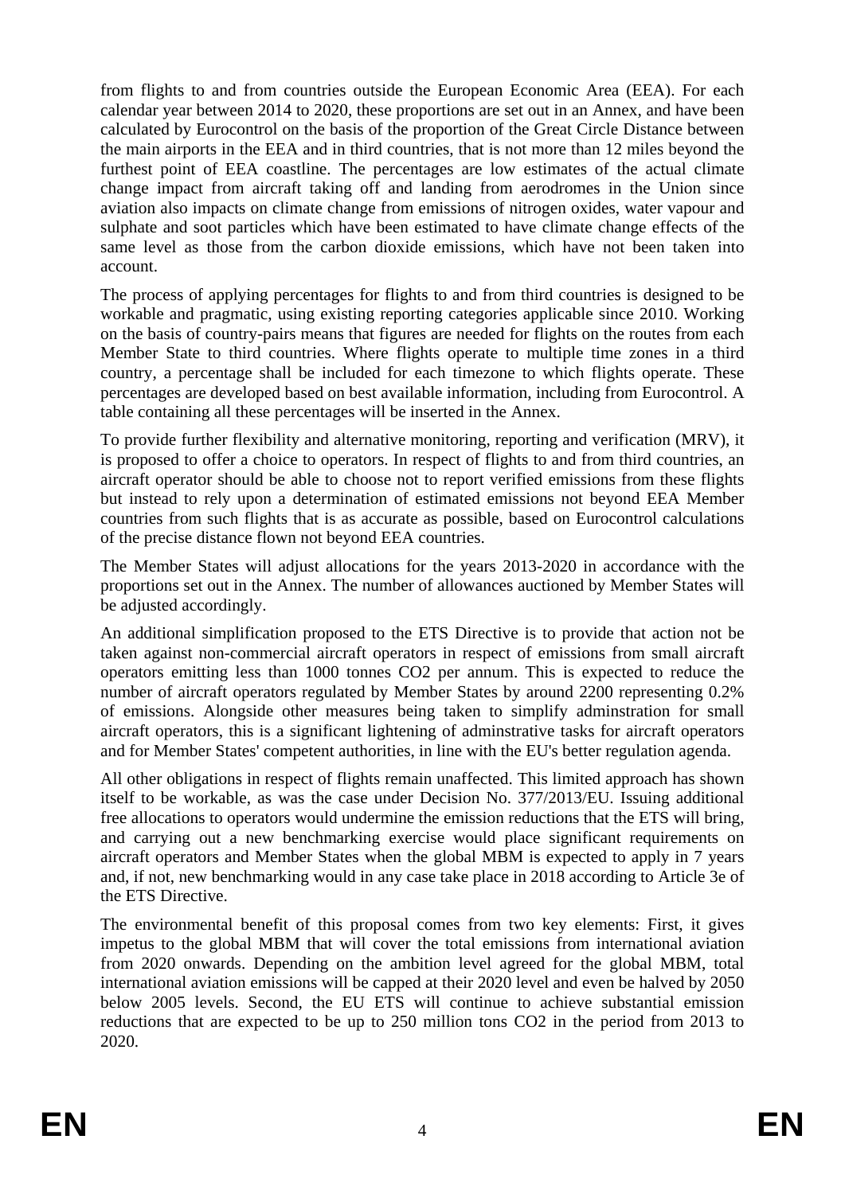from flights to and from countries outside the European Economic Area (EEA). For each calendar year between 2014 to 2020, these proportions are set out in an Annex, and have been calculated by Eurocontrol on the basis of the proportion of the Great Circle Distance between the main airports in the EEA and in third countries, that is not more than 12 miles beyond the furthest point of EEA coastline. The percentages are low estimates of the actual climate change impact from aircraft taking off and landing from aerodromes in the Union since aviation also impacts on climate change from emissions of nitrogen oxides, water vapour and sulphate and soot particles which have been estimated to have climate change effects of the same level as those from the carbon dioxide emissions, which have not been taken into account.

The process of applying percentages for flights to and from third countries is designed to be workable and pragmatic, using existing reporting categories applicable since 2010. Working on the basis of country-pairs means that figures are needed for flights on the routes from each Member State to third countries. Where flights operate to multiple time zones in a third country, a percentage shall be included for each timezone to which flights operate. These percentages are developed based on best available information, including from Eurocontrol. A table containing all these percentages will be inserted in the Annex.

To provide further flexibility and alternative monitoring, reporting and verification (MRV), it is proposed to offer a choice to operators. In respect of flights to and from third countries, an aircraft operator should be able to choose not to report verified emissions from these flights but instead to rely upon a determination of estimated emissions not beyond EEA Member countries from such flights that is as accurate as possible, based on Eurocontrol calculations of the precise distance flown not beyond EEA countries.

The Member States will adjust allocations for the years 2013-2020 in accordance with the proportions set out in the Annex. The number of allowances auctioned by Member States will be adjusted accordingly.

An additional simplification proposed to the ETS Directive is to provide that action not be taken against non-commercial aircraft operators in respect of emissions from small aircraft operators emitting less than 1000 tonnes $CO_2$ per annum. This is expected to reduce the number of aircraft operators regulated by Member States by around 2200 representing 0.2% of emissions. Alongside other measures being taken to simplify adminstration for small aircraft operators, this is a significant lightening of adminstrative tasks for aircraft operators and for Member States' competent authorities, in line with the EU's better regulation agenda.

All other obligations in respect of flights remain unaffected. This limited approach has shown itself to be workable, as was the case under Decision No. 377/2013/EU. Issuing additional free allocations to operators would undermine the emission reductions that the ETS will bring, and carrying out a new benchmarking exercise would place significant requirements on aircraft operators and Member States when the global MBM is expected to apply in 7 years and, if not, new benchmarking would in any case take place in 2018 according to Article 3e of the ETS Directive.

The environmental benefit of this proposal comes from two key elements: First, it gives impetus to the global MBM that will cover the total emissions from international aviation from 2020 onwards. Depending on the ambition level agreed for the global MBM, total international aviation emissions will be capped at their 2020 level and even be halved by 2050 below 2005 levels. Second, the EU ETS will continue to achieve substantial emission reductions that are expected to be up to 250 million tons $CO_2$ in the period from 2013 to 2020.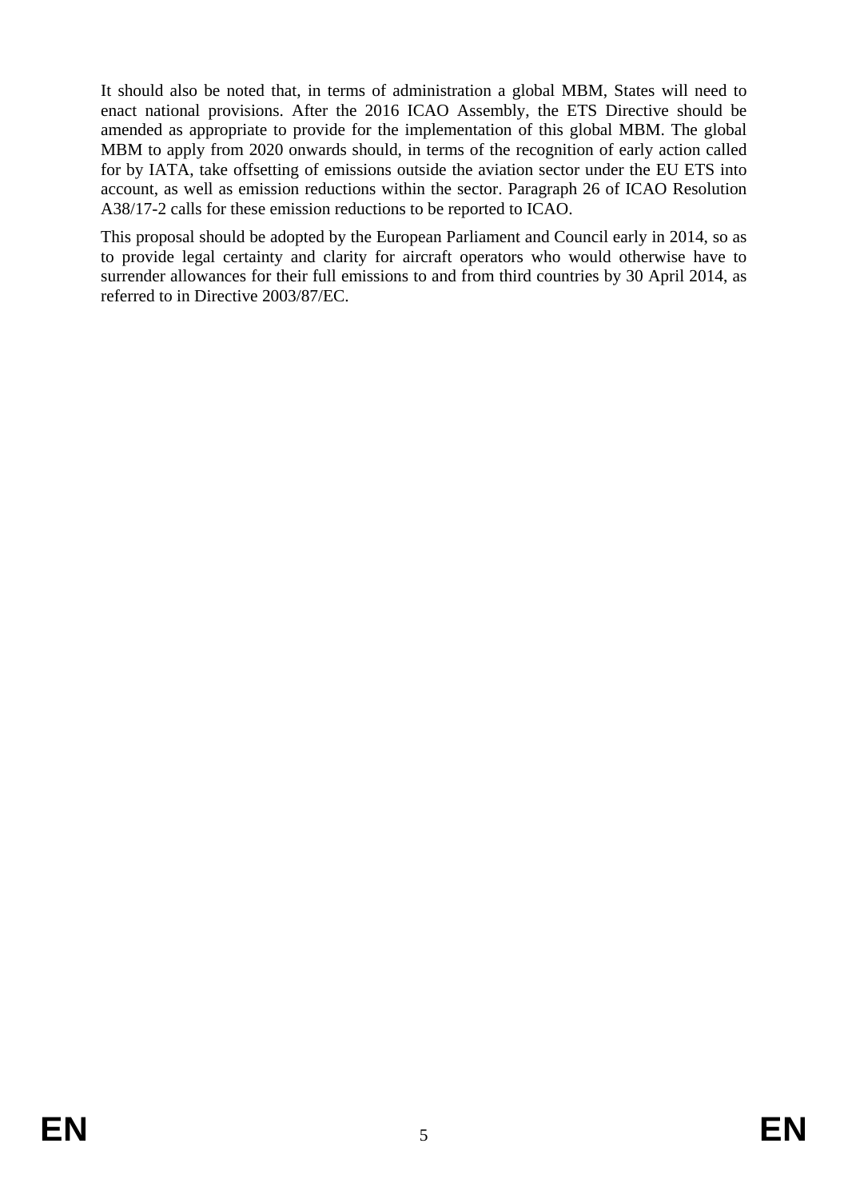It should also be noted that, in terms of administration a global MBM, States will need to enact national provisions. After the 2016 ICAO Assembly, the ETS Directive should be amended as appropriate to provide for the implementation of this global MBM. The global MBM to apply from 2020 onwards should, in terms of the recognition of early action called for by IATA, take offsetting of emissions outside the aviation sector under the EU ETS into account, as well as emission reductions within the sector. Paragraph 26 of ICAO Resolution A38/17-2 calls for these emission reductions to be reported to ICAO.

This proposal should be adopted by the European Parliament and Council early in 2014, so as to provide legal certainty and clarity for aircraft operators who would otherwise have to surrender allowances for their full emissions to and from third countries by 30 April 2014, as referred to in Directive 2003/87/EC.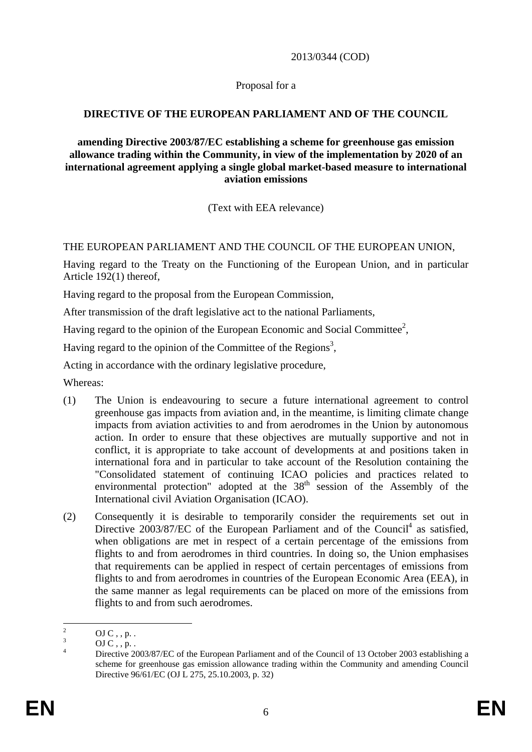2013/0344 (COD)

Proposal for a

**DIRECTIVE OF THE EUROPEAN PARLIAMENT AND OF THE COUNCIL**

**amending Directive 2003/87/EC establishing a scheme for greenhouse gas emission allowance trading within the Community, in view of the implementation by 2020 of an international agreement applying a single global market-based measure to international aviation emissions**

(Text with EEA relevance)

THE EUROPEAN PARLIAMENT AND THE COUNCIL OF THE EUROPEAN UNION,

Having regard to the Treaty on the Functioning of the European Union, and in particular Article 192(1) thereof,

Having regard to the proposal from the European Commission,

After transmission of the draft legislative act to the national Parliaments,

Having regard to the opinion of the European Economic and Social Committee[2],

Having regard to the opinion of the Committee of the Regions[3],

Acting in accordance with the ordinary legislative procedure,

Whereas:

(1) The Union is endeavouring to secure a future international agreement to control greenhouse gas impacts from aviation and, in the meantime, is limiting climate change impacts from aviation activities to and from aerodromes in the Union by autonomous action. In order to ensure that these objectives are mutually supportive and not in conflict, it is appropriate to take account of developments at and positions taken in international fora and in particular to take account of the Resolution containing the "Consolidated statement of continuing ICAO policies and practices related to environmental protection" adopted at the 38th session of the Assembly of the International civil Aviation Organisation (ICAO).

(2) Consequently it is desirable to temporarily consider the requirements set out in Directive 2003/87/EC of the European Parliament and of the Council[4] as satisfied, when obligations are met in respect of a certain percentage of the emissions from flights to and from aerodromes in third countries. In doing so, the Union emphasises that requirements can be applied in respect of certain percentages of emissions from flights to and from aerodromes in countries of the European Economic Area (EEA), in the same manner as legal requirements can be placed on more of the emissions from flights to and from such aerodromes.

---

[2] OJ C , , p. .

[3] OJ C , , p. .

[4] Directive 2003/87/EC of the European Parliament and of the Council of 13 October 2003 establishing a scheme for greenhouse gas emission allowance trading within the Community and amending Council Directive 96/61/EC (OJ L 275, 25.10.2003, p. 32)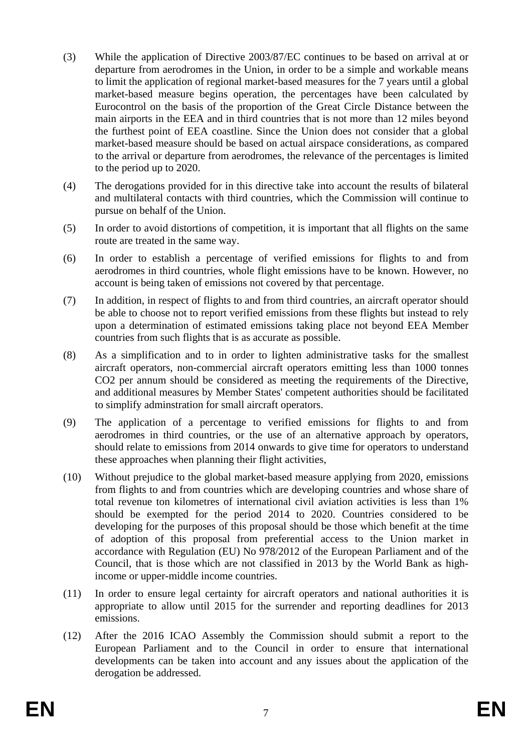(3) While the application of Directive 2003/87/EC continues to be based on arrival at or departure from aerodromes in the Union, in order to be a simple and workable means to limit the application of regional market-based measures for the 7 years until a global market-based measure begins operation, the percentages have been calculated by Eurocontrol on the basis of the proportion of the Great Circle Distance between the main airports in the EEA and in third countries that is not more than 12 miles beyond the furthest point of EEA coastline. Since the Union does not consider that a global market-based measure should be based on actual airspace considerations, as compared to the arrival or departure from aerodromes, the relevance of the percentages is limited to the period up to 2020.

(4) The derogations provided for in this directive take into account the results of bilateral and multilateral contacts with third countries, which the Commission will continue to pursue on behalf of the Union.

(5) In order to avoid distortions of competition, it is important that all flights on the same route are treated in the same way.

(6) In order to establish a percentage of verified emissions for flights to and from aerodromes in third countries, whole flight emissions have to be known. However, no account is being taken of emissions not covered by that percentage.

(7) In addition, in respect of flights to and from third countries, an aircraft operator should be able to choose not to report verified emissions from these flights but instead to rely upon a determination of estimated emissions taking place not beyond EEA Member countries from such flights that is as accurate as possible.

(8) As a simplification and to in order to lighten administrative tasks for the smallest aircraft operators, non-commercial aircraft operators emitting less than 1000 tonnes $CO_2$ per annum should be considered as meeting the requirements of the Directive, and additional measures by Member States' competent authorities should be facilitated to simplify adminstration for small aircraft operators.

(9) The application of a percentage to verified emissions for flights to and from aerodromes in third countries, or the use of an alternative approach by operators, should relate to emissions from 2014 onwards to give time for operators to understand these approaches when planning their flight activities,

(10) Without prejudice to the global market-based measure applying from 2020, emissions from flights to and from countries which are developing countries and whose share of total revenue ton kilometres of international civil aviation activities is less than 1% should be exempted for the period 2014 to 2020. Countries considered to be developing for the purposes of this proposal should be those which benefit at the time of adoption of this proposal from preferential access to the Union market in accordance with Regulation (EU) No 978/2012 of the European Parliament and of the Council, that is those which are not classified in 2013 by the World Bank as high-income or upper-middle income countries.

(11) In order to ensure legal certainty for aircraft operators and national authorities it is appropriate to allow until 2015 for the surrender and reporting deadlines for 2013 emissions.

(12) After the 2016 ICAO Assembly the Commission should submit a report to the European Parliament and to the Council in order to ensure that international developments can be taken into account and any issues about the application of the derogation be addressed.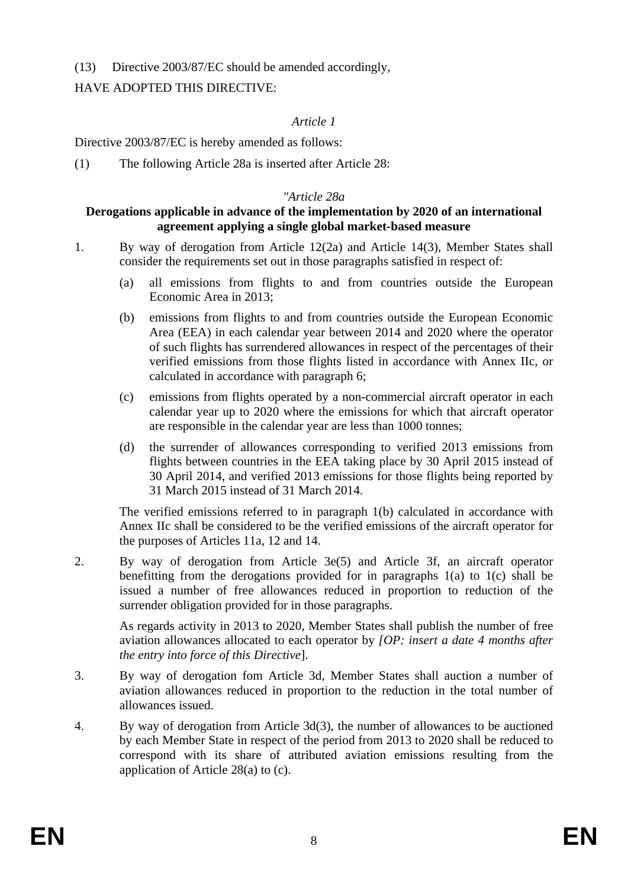(13) Directive 2003/87/EC should be amended accordingly,

HAVE ADOPTED THIS DIRECTIVE:

*Article 1*

Directive 2003/87/EC is hereby amended as follows:

(1) The following Article 28a is inserted after Article 28:

*"Article 28a*

**Derogations applicable in advance of the implementation by 2020 of an international agreement applying a single global market-based measure**

1. By way of derogation from Article 12(2a) and Article 14(3), Member States shall consider the requirements set out in those paragraphs satisfied in respect of:

   (a) all emissions from flights to and from countries outside the European Economic Area in 2013;

   (b) emissions from flights to and from countries outside the European Economic Area (EEA) in each calendar year between 2014 and 2020 where the operator of such flights has surrendered allowances in respect of the percentages of their verified emissions from those flights listed in accordance with Annex IIc, or calculated in accordance with paragraph 6;

   (c) emissions from flights operated by a non-commercial aircraft operator in each calendar year up to 2020 where the emissions for which that aircraft operator are responsible in the calendar year are less than 1000 tonnes;

   (d) the surrender of allowances corresponding to verified 2013 emissions from flights between countries in the EEA taking place by 30 April 2015 instead of 30 April 2014, and verified 2013 emissions for those flights being reported by 31 March 2015 instead of 31 March 2014.

   The verified emissions referred to in paragraph 1(b) calculated in accordance with Annex IIc shall be considered to be the verified emissions of the aircraft operator for the purposes of Articles 11a, 12 and 14.

2. By way of derogation from Article 3e(5) and Article 3f, an aircraft operator benefitting from the derogations provided for in paragraphs 1(a) to 1(c) shall be issued a number of free allowances reduced in proportion to reduction of the surrender obligation provided for in those paragraphs.

   As regards activity in 2013 to 2020, Member States shall publish the number of free aviation allowances allocated to each operator by *[OP: insert a date 4 months after the entry into force of this Directive*].

3. By way of derogation fom Article 3d, Member States shall auction a number of aviation allowances reduced in proportion to the reduction in the total number of allowances issued.

4. By way of derogation from Article 3d(3), the number of allowances to be auctioned by each Member State in respect of the period from 2013 to 2020 shall be reduced to correspond with its share of attributed aviation emissions resulting from the application of Article 28(a) to (c).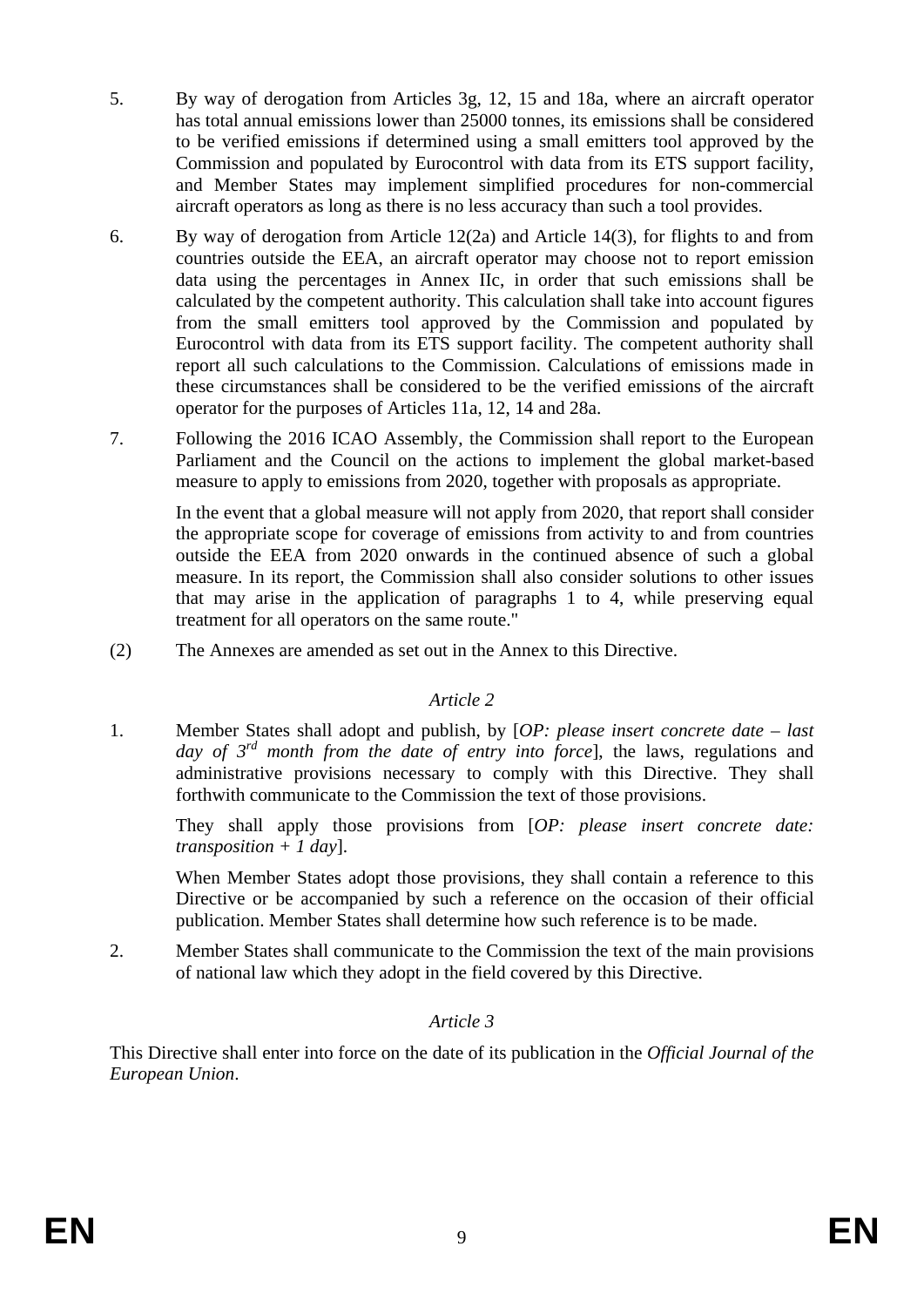5. By way of derogation from Articles 3g, 12, 15 and 18a, where an aircraft operator has total annual emissions lower than 25000 tonnes, its emissions shall be considered to be verified emissions if determined using a small emitters tool approved by the Commission and populated by Eurocontrol with data from its ETS support facility, and Member States may implement simplified procedures for non-commercial aircraft operators as long as there is no less accuracy than such a tool provides.

6. By way of derogation from Article 12(2a) and Article 14(3), for flights to and from countries outside the EEA, an aircraft operator may choose not to report emission data using the percentages in Annex IIc, in order that such emissions shall be calculated by the competent authority. This calculation shall take into account figures from the small emitters tool approved by the Commission and populated by Eurocontrol with data from its ETS support facility. The competent authority shall report all such calculations to the Commission. Calculations of emissions made in these circumstances shall be considered to be the verified emissions of the aircraft operator for the purposes of Articles 11a, 12, 14 and 28a.

7. Following the 2016 ICAO Assembly, the Commission shall report to the European Parliament and the Council on the actions to implement the global market-based measure to apply to emissions from 2020, together with proposals as appropriate.

   In the event that a global measure will not apply from 2020, that report shall consider the appropriate scope for coverage of emissions from activity to and from countries outside the EEA from 2020 onwards in the continued absence of such a global measure. In its report, the Commission shall also consider solutions to other issues that may arise in the application of paragraphs 1 to 4, while preserving equal treatment for all operators on the same route."

(2) The Annexes are amended as set out in the Annex to this Directive.

*Article 2*

1. Member States shall adopt and publish, by [*OP: please insert concrete date – last day of 3rd month from the date of entry into force*], the laws, regulations and administrative provisions necessary to comply with this Directive. They shall forthwith communicate to the Commission the text of those provisions.

   They shall apply those provisions from [*OP: please insert concrete date: transposition + 1 day*].

   When Member States adopt those provisions, they shall contain a reference to this Directive or be accompanied by such a reference on the occasion of their official publication. Member States shall determine how such reference is to be made.

2. Member States shall communicate to the Commission the text of the main provisions of national law which they adopt in the field covered by this Directive.

*Article 3*

This Directive shall enter into force on the date of its publication in the *Official Journal of the European Union*.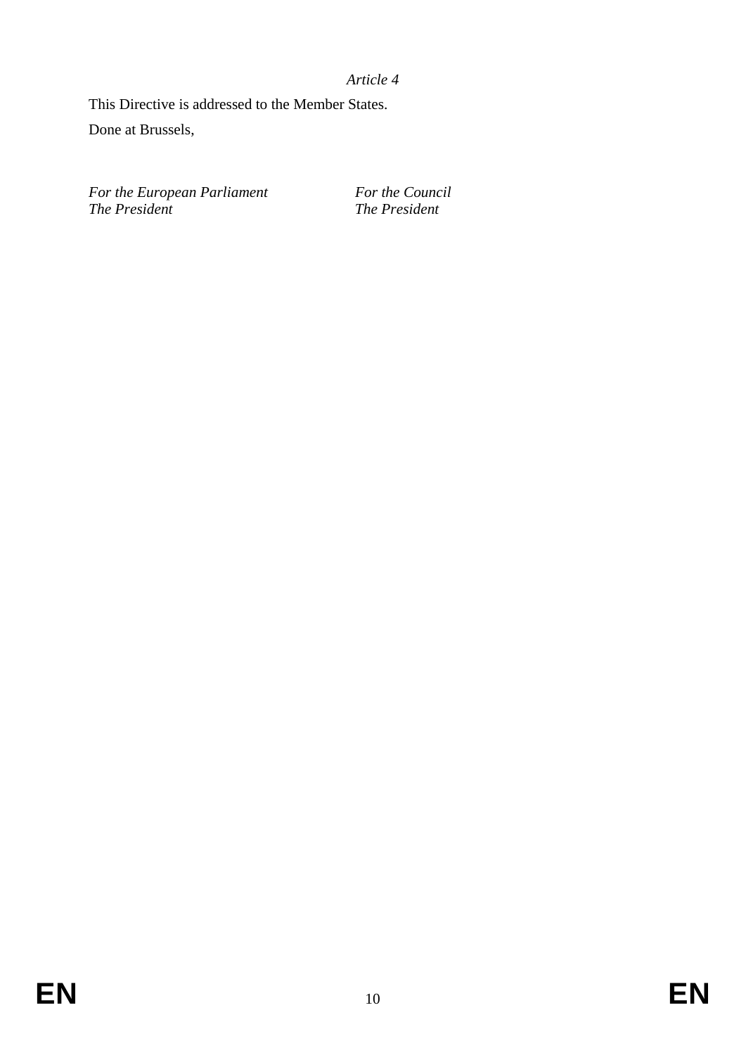*Article 4*

This Directive is addressed to the Member States.

Done at Brussels,

*For the European Parliament*
*The President*

*For the Council*
*The President*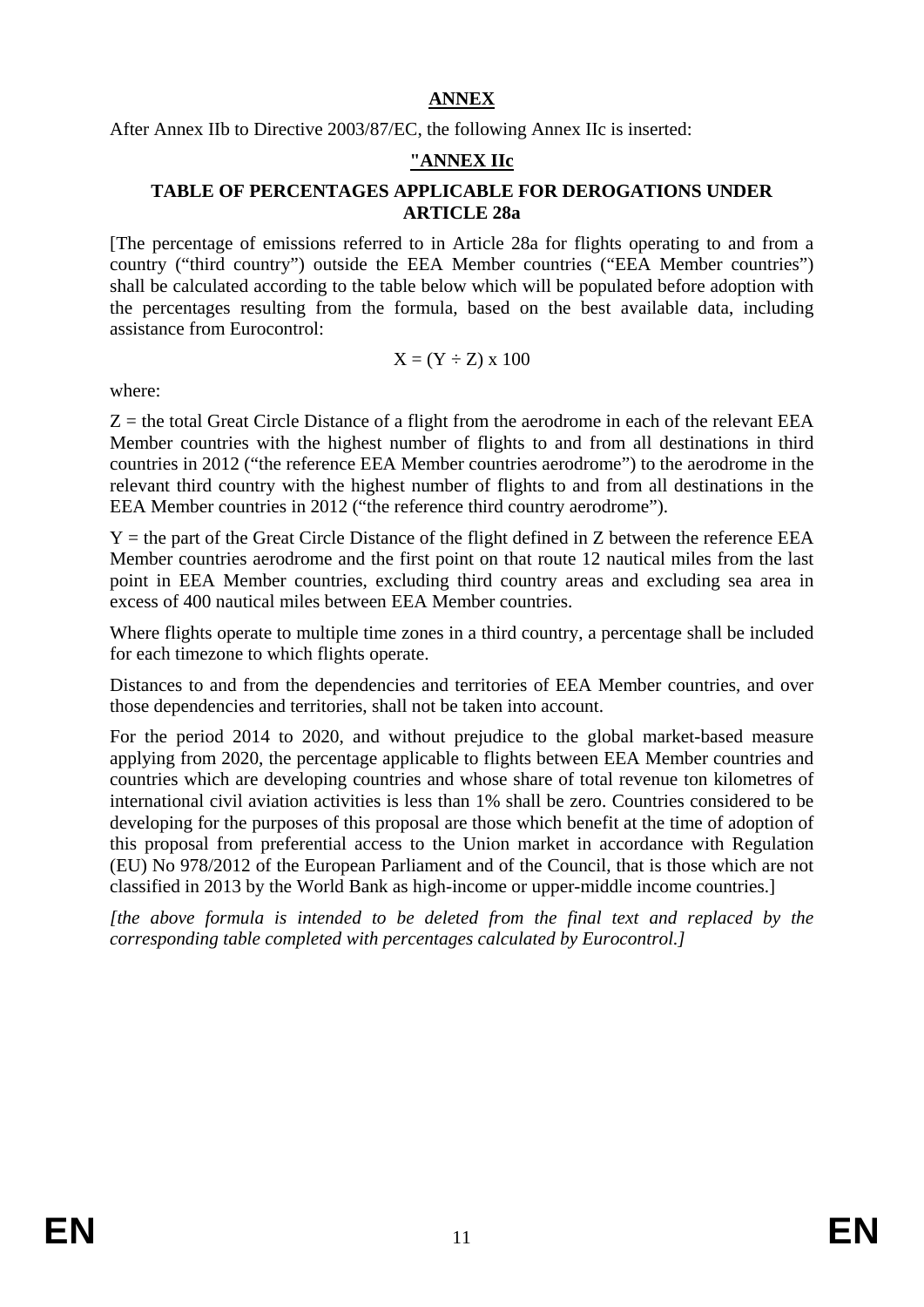**ANNEX**

After Annex IIb to Directive 2003/87/EC, the following Annex IIc is inserted:

**"ANNEX IIc**

**TABLE OF PERCENTAGES APPLICABLE FOR DEROGATIONS UNDER ARTICLE 28a**

[The percentage of emissions referred to in Article 28a for flights operating to and from a country ("third country") outside the EEA Member countries ("EEA Member countries") shall be calculated according to the table below which will be populated before adoption with the percentages resulting from the formula, based on the best available data, including assistance from Eurocontrol:

$$X = (Y \div Z) \times 100$$

where:

Z = the total Great Circle Distance of a flight from the aerodrome in each of the relevant EEA Member countries with the highest number of flights to and from all destinations in third countries in 2012 ("the reference EEA Member countries aerodrome") to the aerodrome in the relevant third country with the highest number of flights to and from all destinations in the EEA Member countries in 2012 ("the reference third country aerodrome").

Y = the part of the Great Circle Distance of the flight defined in Z between the reference EEA Member countries aerodrome and the first point on that route 12 nautical miles from the last point in EEA Member countries, excluding third country areas and excluding sea area in excess of 400 nautical miles between EEA Member countries.

Where flights operate to multiple time zones in a third country, a percentage shall be included for each timezone to which flights operate.

Distances to and from the dependencies and territories of EEA Member countries, and over those dependencies and territories, shall not be taken into account.

For the period 2014 to 2020, and without prejudice to the global market-based measure applying from 2020, the percentage applicable to flights between EEA Member countries and countries which are developing countries and whose share of total revenue ton kilometres of international civil aviation activities is less than 1% shall be zero. Countries considered to be developing for the purposes of this proposal are those which benefit at the time of adoption of this proposal from preferential access to the Union market in accordance with Regulation (EU) No 978/2012 of the European Parliament and of the Council, that is those which are not classified in 2013 by the World Bank as high-income or upper-middle income countries.]

*[the above formula is intended to be deleted from the final text and replaced by the corresponding table completed with percentages calculated by Eurocontrol.]*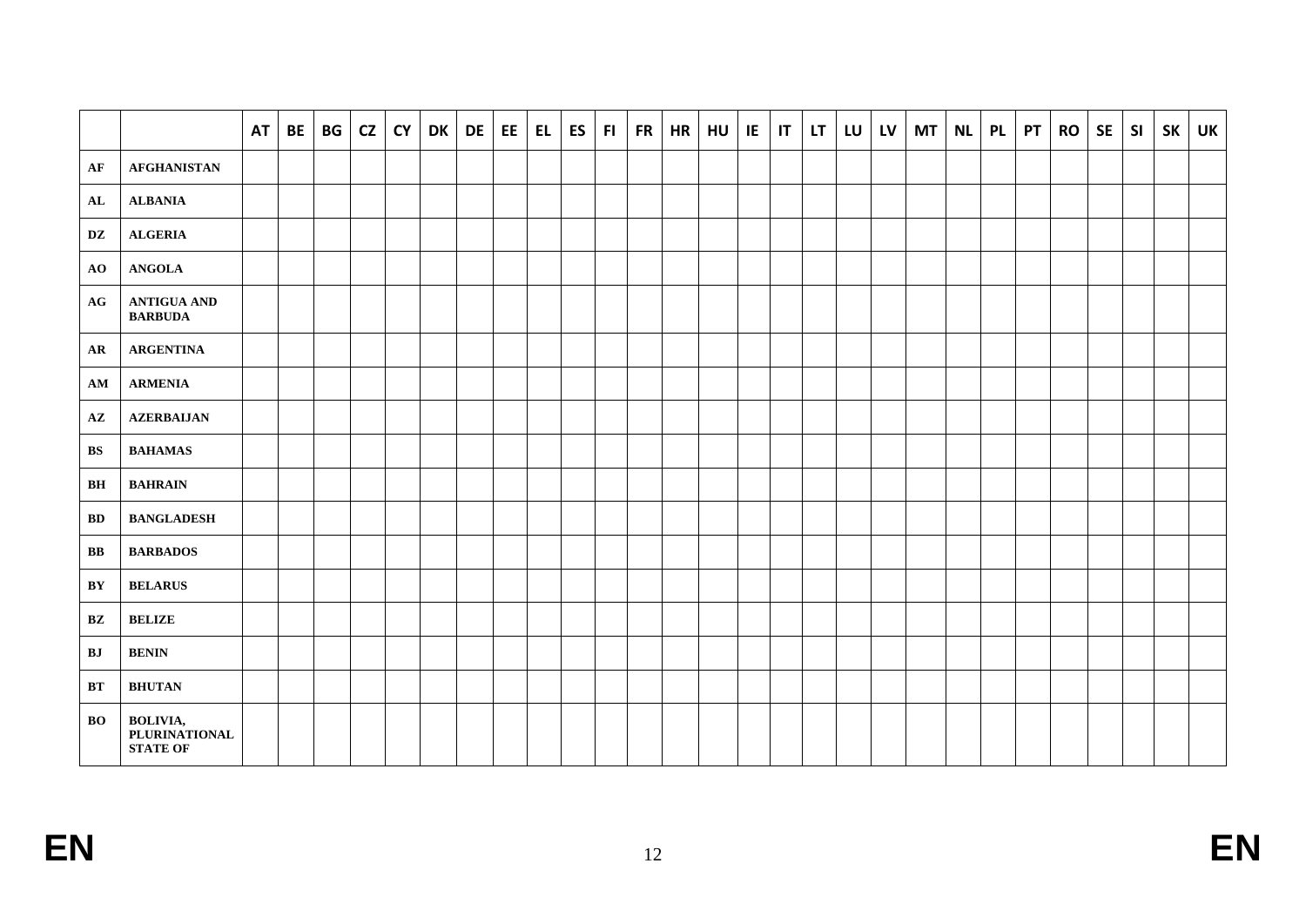| | | AT | BE | BG | CZ | CY | DK | DE | EE | EL | ES | FI | FR | HR | HU | IE | IT | LT | LU | LV | MT | NL | PL | PT | RO | SE | SI | SK | UK |
|---|---|---|---|---|---|---|---|---|---|---|---|---|---|---|---|---|---|---|---|---|---|---|---|---|---|---|---|---|---|
| **AF** | **AFGHANISTAN** | | | | | | | | | | | | | | | | | | | | | | | | | | | | |
| **AL** | **ALBANIA** | | | | | | | | | | | | | | | | | | | | | | | | | | | | |
| **DZ** | **ALGERIA** | | | | | | | | | | | | | | | | | | | | | | | | | | | | |
| **AO** | **ANGOLA** | | | | | | | | | | | | | | | | | | | | | | | | | | | | |
| **AG** | **ANTIGUA AND BARBUDA** | | | | | | | | | | | | | | | | | | | | | | | | | | | | |
| **AR** | **ARGENTINA** | | | | | | | | | | | | | | | | | | | | | | | | | | | | |
| **AM** | **ARMENIA** | | | | | | | | | | | | | | | | | | | | | | | | | | | | |
| **AZ** | **AZERBAIJAN** | | | | | | | | | | | | | | | | | | | | | | | | | | | | |
| **BS** | **BAHAMAS** | | | | | | | | | | | | | | | | | | | | | | | | | | | | |
| **BH** | **BAHRAIN** | | | | | | | | | | | | | | | | | | | | | | | | | | | | |
| **BD** | **BANGLADESH** | | | | | | | | | | | | | | | | | | | | | | | | | | | | |
| **BB** | **BARBADOS** | | | | | | | | | | | | | | | | | | | | | | | | | | | | |
| **BY** | **BELARUS** | | | | | | | | | | | | | | | | | | | | | | | | | | | | |
| **BZ** | **BELIZE** | | | | | | | | | | | | | | | | | | | | | | | | | | | | |
| **BJ** | **BENIN** | | | | | | | | | | | | | | | | | | | | | | | | | | | | |
| **BT** | **BHUTAN** | | | | | | | | | | | | | | | | | | | | | | | | | | | | |
| **BO** | **BOLIVIA, PLURINATIONAL STATE OF** | | | | | | | | | | | | | | | | | | | | | | | | | | | | |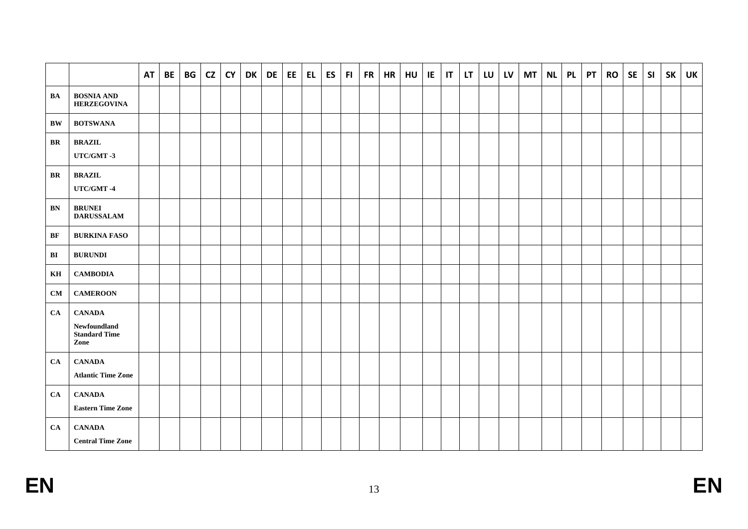| | | AT | BE | BG | CZ | CY | DK | DE | EE | EL | ES | FI | FR | HR | HU | IE | IT | LT | LU | LV | MT | NL | PL | PT | RO | SE | SI | SK | UK |
|---|---|---|---|---|---|---|---|---|---|---|---|---|---|---|---|---|---|---|---|---|---|---|---|---|---|---|---|---|---|
| **BA** | **BOSNIA AND HERZEGOVINA** | | | | | | | | | | | | | | | | | | | | | | | | | | | | |
| **BW** | **BOTSWANA** | | | | | | | | | | | | | | | | | | | | | | | | | | | | |
| **BR** | **BRAZIL** **UTC/GMT -3** | | | | | | | | | | | | | | | | | | | | | | | | | | | | |
| **BR** | **BRAZIL** **UTC/GMT -4** | | | | | | | | | | | | | | | | | | | | | | | | | | | | |
| **BN** | **BRUNEI DARUSSALAM** | | | | | | | | | | | | | | | | | | | | | | | | | | | | |
| **BF** | **BURKINA FASO** | | | | | | | | | | | | | | | | | | | | | | | | | | | | |
| **BI** | **BURUNDI** | | | | | | | | | | | | | | | | | | | | | | | | | | | | |
| **KH** | **CAMBODIA** | | | | | | | | | | | | | | | | | | | | | | | | | | | | |
| **CM** | **CAMEROON** | | | | | | | | | | | | | | | | | | | | | | | | | | | | |
| **CA** | **CANADA** **Newfoundland Standard Time Zone** | | | | | | | | | | | | | | | | | | | | | | | | | | | | |
| **CA** | **CANADA** **Atlantic Time Zone** | | | | | | | | | | | | | | | | | | | | | | | | | | | | |
| **CA** | **CANADA** **Eastern Time Zone** | | | | | | | | | | | | | | | | | | | | | | | | | | | | |
| **CA** | **CANADA** **Central Time Zone** | | | | | | | | | | | | | | | | | | | | | | | | | | | | |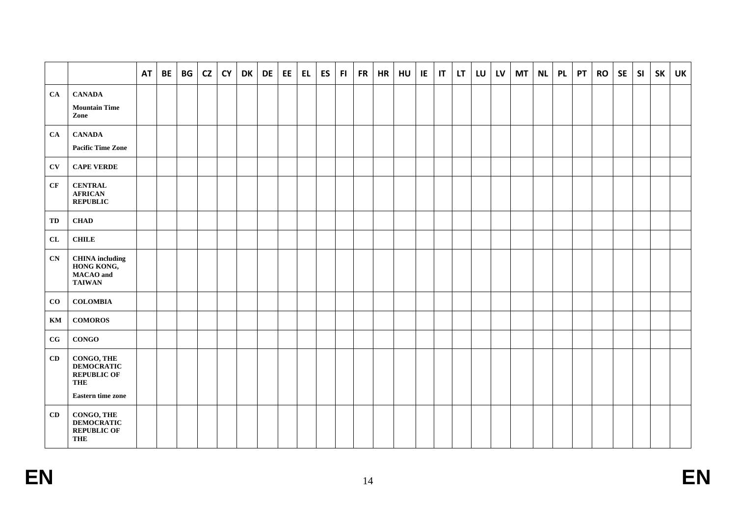| | | AT | BE | BG | CZ | CY | DK | DE | EE | EL | ES | FI | FR | HR | HU | IE | IT | LT | LU | LV | MT | NL | PL | PT | RO | SE | SI | SK | UK |
|---|---|---|---|---|---|---|---|---|---|---|---|---|---|---|---|---|---|---|---|---|---|---|---|---|---|---|---|---|---|
| **CA** | **CANADA** **Mountain Time Zone** | | | | | | | | | | | | | | | | | | | | | | | | | | | | |
| **CA** | **CANADA** **Pacific Time Zone** | | | | | | | | | | | | | | | | | | | | | | | | | | | | |
| **CV** | **CAPE VERDE** | | | | | | | | | | | | | | | | | | | | | | | | | | | | |
| **CF** | **CENTRAL AFRICAN REPUBLIC** | | | | | | | | | | | | | | | | | | | | | | | | | | | | |
| **TD** | **CHAD** | | | | | | | | | | | | | | | | | | | | | | | | | | | | |
| **CL** | **CHILE** | | | | | | | | | | | | | | | | | | | | | | | | | | | | |
| **CN** | **CHINA including HONG KONG, MACAO and TAIWAN** | | | | | | | | | | | | | | | | | | | | | | | | | | | | |
| **CO** | **COLOMBIA** | | | | | | | | | | | | | | | | | | | | | | | | | | | | |
| **KM** | **COMOROS** | | | | | | | | | | | | | | | | | | | | | | | | | | | | |
| **CG** | **CONGO** | | | | | | | | | | | | | | | | | | | | | | | | | | | | |
| **CD** | **CONGO, THE DEMOCRATIC REPUBLIC OF THE** **Eastern time zone** | | | | | | | | | | | | | | | | | | | | | | | | | | | | |
| **CD** | **CONGO, THE DEMOCRATIC REPUBLIC OF THE** | | | | | | | | | | | | | | | | | | | | | | | | | | | | |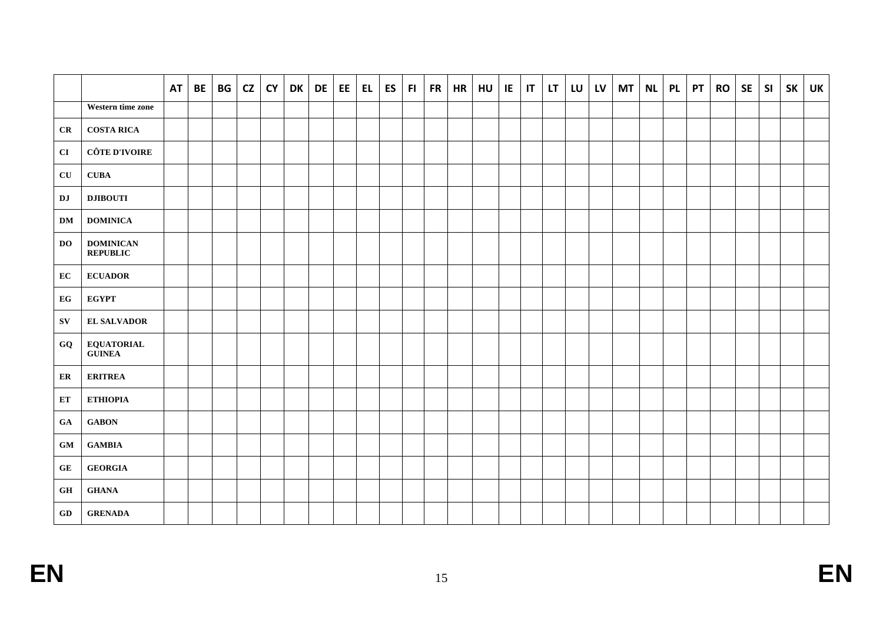| | | AT | BE | BG | CZ | CY | DK | DE | EE | EL | ES | FI | FR | HR | HU | IE | IT | LT | LU | LV | MT | NL | PL | PT | RO | SE | SI | SK | UK |
|---|---|---|---|---|---|---|---|---|---|---|---|---|---|---|---|---|---|---|---|---|---|---|---|---|---|---|---|---|---|
| | **Western time zone** | | | | | | | | | | | | | | | | | | | | | | | | | | | | |
| **CR** | **COSTA RICA** | | | | | | | | | | | | | | | | | | | | | | | | | | | | |
| **CI** | **CÔTE D'IVOIRE** | | | | | | | | | | | | | | | | | | | | | | | | | | | | |
| **CU** | **CUBA** | | | | | | | | | | | | | | | | | | | | | | | | | | | | |
| **DJ** | **DJIBOUTI** | | | | | | | | | | | | | | | | | | | | | | | | | | | | |
| **DM** | **DOMINICA** | | | | | | | | | | | | | | | | | | | | | | | | | | | | |
| **DO** | **DOMINICAN REPUBLIC** | | | | | | | | | | | | | | | | | | | | | | | | | | | | |
| **EC** | **ECUADOR** | | | | | | | | | | | | | | | | | | | | | | | | | | | | |
| **EG** | **EGYPT** | | | | | | | | | | | | | | | | | | | | | | | | | | | | |
| **SV** | **EL SALVADOR** | | | | | | | | | | | | | | | | | | | | | | | | | | | | |
| **GQ** | **EQUATORIAL GUINEA** | | | | | | | | | | | | | | | | | | | | | | | | | | | | |
| **ER** | **ERITREA** | | | | | | | | | | | | | | | | | | | | | | | | | | | | |
| **ET** | **ETHIOPIA** | | | | | | | | | | | | | | | | | | | | | | | | | | | | |
| **GA** | **GABON** | | | | | | | | | | | | | | | | | | | | | | | | | | | | |
| **GM** | **GAMBIA** | | | | | | | | | | | | | | | | | | | | | | | | | | | | |
| **GE** | **GEORGIA** | | | | | | | | | | | | | | | | | | | | | | | | | | | | |
| **GH** | **GHANA** | | | | | | | | | | | | | | | | | | | | | | | | | | | | |
| **GD** | **GRENADA** | | | | | | | | | | | | | | | | | | | | | | | | | | | | |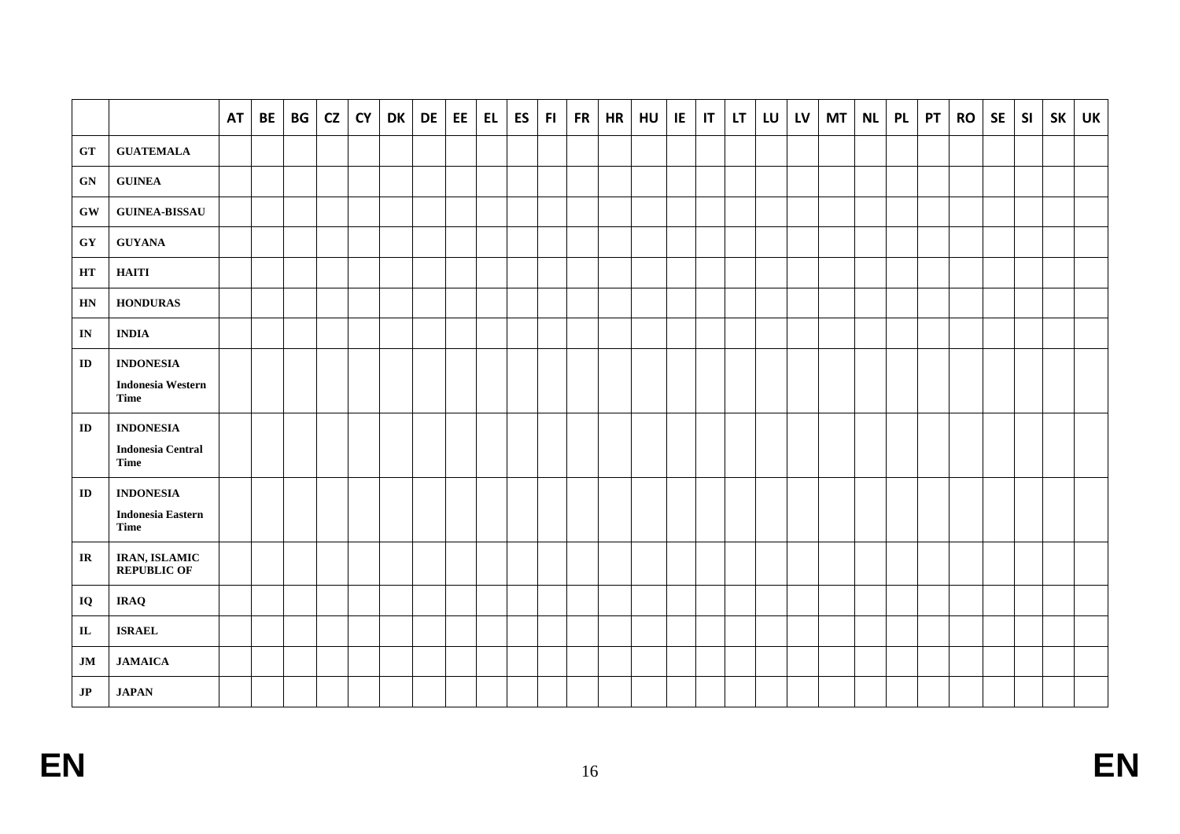| | | AT | BE | BG | CZ | CY | DK | DE | EE | EL | ES | FI | FR | HR | HU | IE | IT | LT | LU | LV | MT | NL | PL | PT | RO | SE | SI | SK | UK |
|---|---|---|---|---|---|---|---|---|---|---|---|---|---|---|---|---|---|---|---|---|---|---|---|---|---|---|---|---|---|
| **GT** | **GUATEMALA** | | | | | | | | | | | | | | | | | | | | | | | | | | | | |
| **GN** | **GUINEA** | | | | | | | | | | | | | | | | | | | | | | | | | | | | |
| **GW** | **GUINEA-BISSAU** | | | | | | | | | | | | | | | | | | | | | | | | | | | | |
| **GY** | **GUYANA** | | | | | | | | | | | | | | | | | | | | | | | | | | | | |
| **HT** | **HAITI** | | | | | | | | | | | | | | | | | | | | | | | | | | | | |
| **HN** | **HONDURAS** | | | | | | | | | | | | | | | | | | | | | | | | | | | | |
| **IN** | **INDIA** | | | | | | | | | | | | | | | | | | | | | | | | | | | | |
| **ID** | **INDONESIA** **Indonesia Western Time** | | | | | | | | | | | | | | | | | | | | | | | | | | | | |
| **ID** | **INDONESIA** **Indonesia Central Time** | | | | | | | | | | | | | | | | | | | | | | | | | | | | |
| **ID** | **INDONESIA** **Indonesia Eastern Time** | | | | | | | | | | | | | | | | | | | | | | | | | | | | |
| **IR** | **IRAN, ISLAMIC REPUBLIC OF** | | | | | | | | | | | | | | | | | | | | | | | | | | | | |
| **IQ** | **IRAQ** | | | | | | | | | | | | | | | | | | | | | | | | | | | | |
| **IL** | **ISRAEL** | | | | | | | | | | | | | | | | | | | | | | | | | | | | |
| **JM** | **JAMAICA** | | | | | | | | | | | | | | | | | | | | | | | | | | | | |
| **JP** | **JAPAN** | | | | | | | | | | | | | | | | | | | | | | | | | | | | |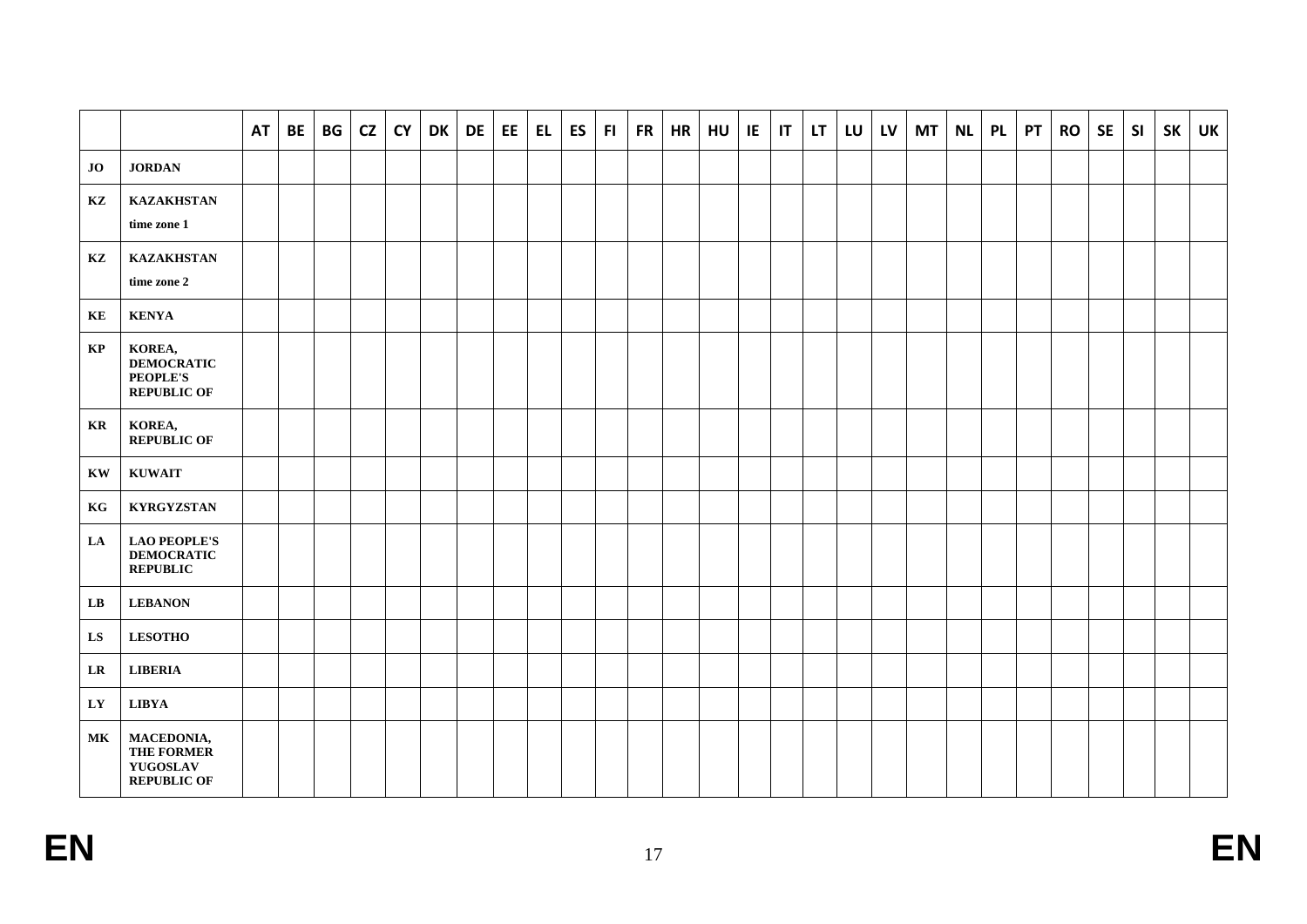| | | AT | BE | BG | CZ | CY | DK | DE | EE | EL | ES | FI | FR | HR | HU | IE | IT | LT | LU | LV | MT | NL | PL | PT | RO | SE | SI | SK | UK |
|---|---|---|---|---|---|---|---|---|---|---|---|---|---|---|---|---|---|---|---|---|---|---|---|---|---|---|---|---|---|
| **JO** | **JORDAN** | | | | | | | | | | | | | | | | | | | | | | | | | | | | |
| **KZ** | **KAZAKHSTAN time zone 1** | | | | | | | | | | | | | | | | | | | | | | | | | | | | |
| **KZ** | **KAZAKHSTAN time zone 2** | | | | | | | | | | | | | | | | | | | | | | | | | | | | |
| **KE** | **KENYA** | | | | | | | | | | | | | | | | | | | | | | | | | | | | |
| **KP** | **KOREA, DEMOCRATIC PEOPLE'S REPUBLIC OF** | | | | | | | | | | | | | | | | | | | | | | | | | | | | |
| **KR** | **KOREA, REPUBLIC OF** | | | | | | | | | | | | | | | | | | | | | | | | | | | | |
| **KW** | **KUWAIT** | | | | | | | | | | | | | | | | | | | | | | | | | | | | |
| **KG** | **KYRGYZSTAN** | | | | | | | | | | | | | | | | | | | | | | | | | | | | |
| **LA** | **LAO PEOPLE'S DEMOCRATIC REPUBLIC** | | | | | | | | | | | | | | | | | | | | | | | | | | | | |
| **LB** | **LEBANON** | | | | | | | | | | | | | | | | | | | | | | | | | | | | |
| **LS** | **LESOTHO** | | | | | | | | | | | | | | | | | | | | | | | | | | | | |
| **LR** | **LIBERIA** | | | | | | | | | | | | | | | | | | | | | | | | | | | | |
| **LY** | **LIBYA** | | | | | | | | | | | | | | | | | | | | | | | | | | | | |
| **MK** | **MACEDONIA, THE FORMER YUGOSLAV REPUBLIC OF** | | | | | | | | | | | | | | | | | | | | | | | | | | | | |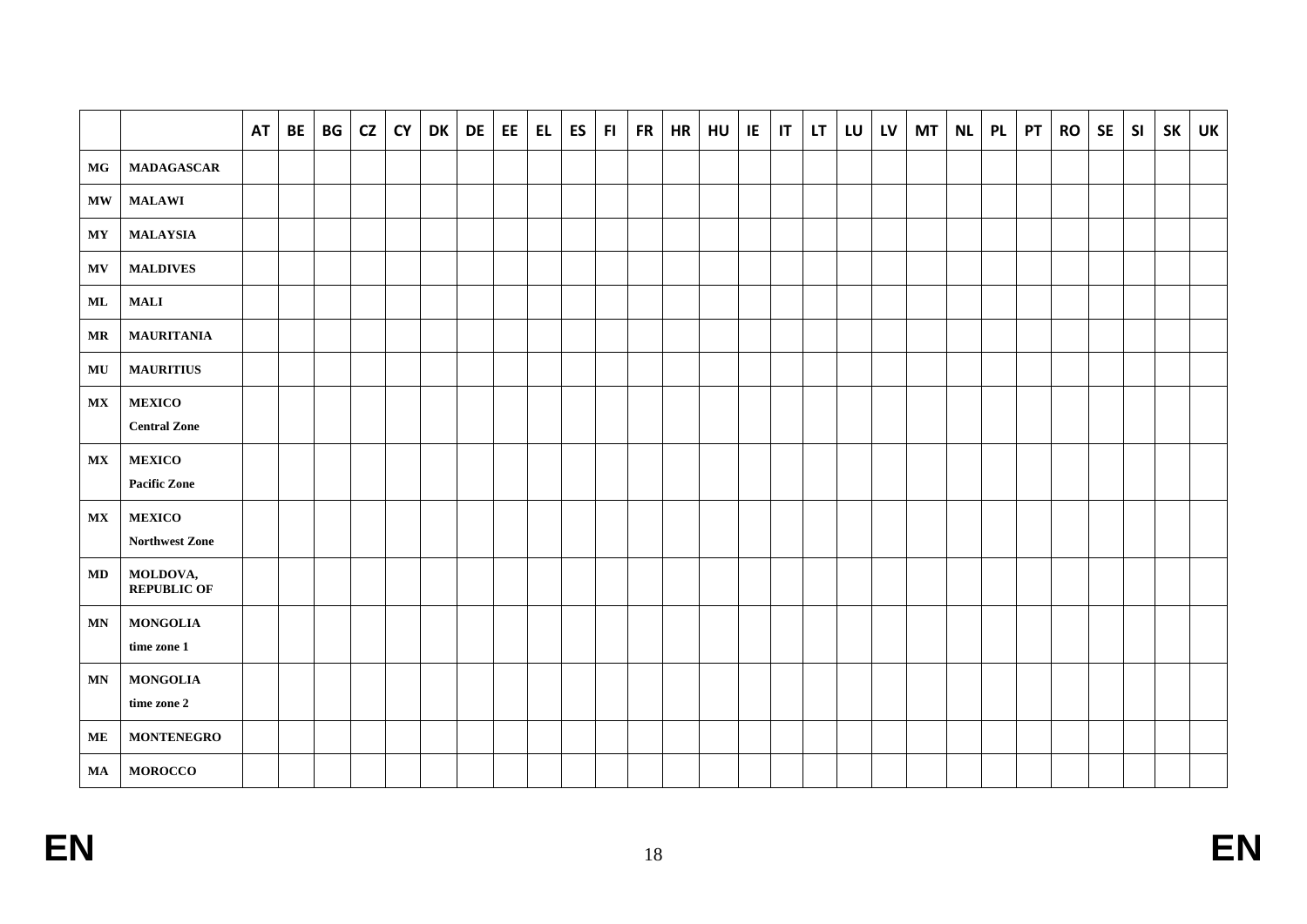| | | AT | BE | BG | CZ | CY | DK | DE | EE | EL | ES | FI | FR | HR | HU | IE | IT | LT | LU | LV | MT | NL | PL | PT | RO | SE | SI | SK | UK |
|---|---|---|---|---|---|---|---|---|---|---|---|---|---|---|---|---|---|---|---|---|---|---|---|---|---|---|---|---|---|
| **MG** | **MADAGASCAR** | | | | | | | | | | | | | | | | | | | | | | | | | | | | |
| **MW** | **MALAWI** | | | | | | | | | | | | | | | | | | | | | | | | | | | | |
| **MY** | **MALAYSIA** | | | | | | | | | | | | | | | | | | | | | | | | | | | | |
| **MV** | **MALDIVES** | | | | | | | | | | | | | | | | | | | | | | | | | | | | |
| **ML** | **MALI** | | | | | | | | | | | | | | | | | | | | | | | | | | | | |
| **MR** | **MAURITANIA** | | | | | | | | | | | | | | | | | | | | | | | | | | | | |
| **MU** | **MAURITIUS** | | | | | | | | | | | | | | | | | | | | | | | | | | | | |
| **MX** | **MEXICO**<br>**Central Zone** | | | | | | | | | | | | | | | | | | | | | | | | | | | | |
| **MX** | **MEXICO**<br>**Pacific Zone** | | | | | | | | | | | | | | | | | | | | | | | | | | | | |
| **MX** | **MEXICO**<br>**Northwest Zone** | | | | | | | | | | | | | | | | | | | | | | | | | | | | |
| **MD** | **MOLDOVA, REPUBLIC OF** | | | | | | | | | | | | | | | | | | | | | | | | | | | | |
| **MN** | **MONGOLIA**<br>**time zone 1** | | | | | | | | | | | | | | | | | | | | | | | | | | | | |
| **MN** | **MONGOLIA**<br>**time zone 2** | | | | | | | | | | | | | | | | | | | | | | | | | | | | |
| **ME** | **MONTENEGRO** | | | | | | | | | | | | | | | | | | | | | | | | | | | | |
| **MA** | **MOROCCO** | | | | | | | | | | | | | | | | | | | | | | | | | | | | |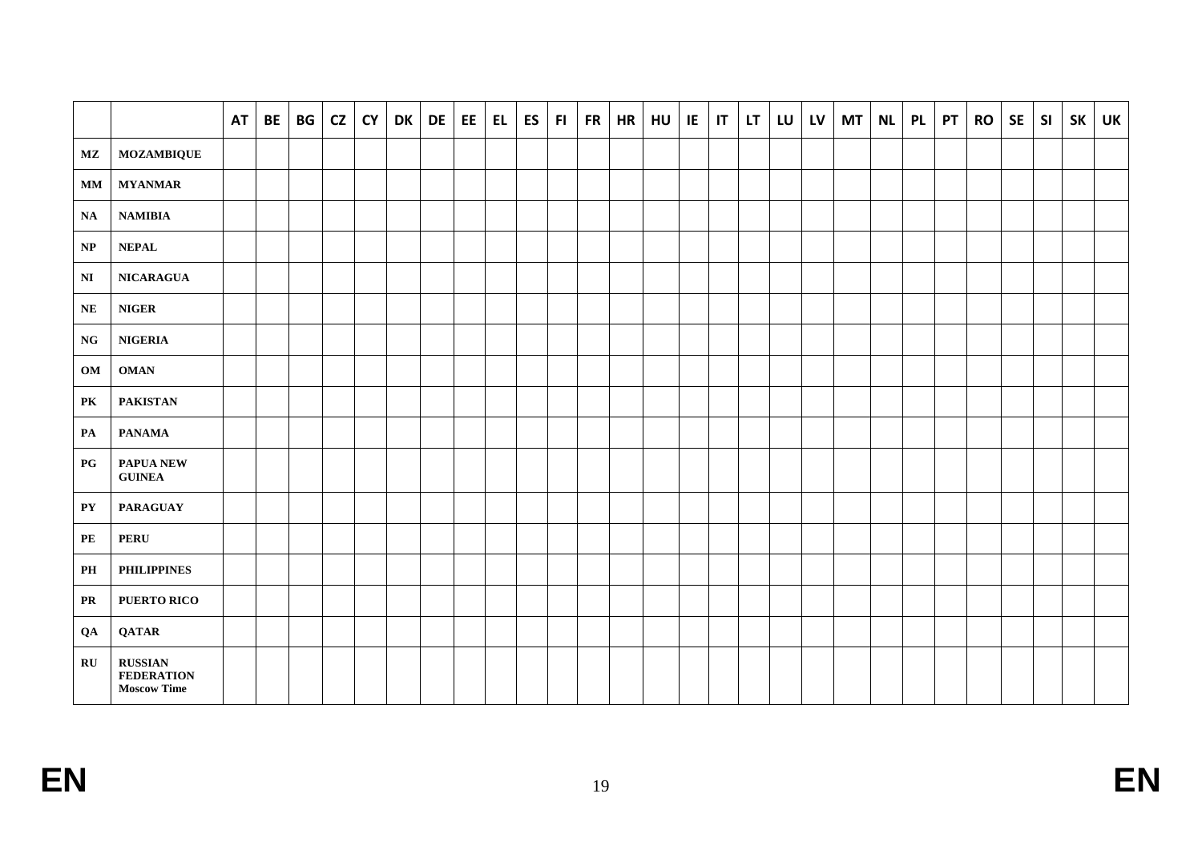| | | AT | BE | BG | CZ | CY | DK | DE | EE | EL | ES | FI | FR | HR | HU | IE | IT | LT | LU | LV | MT | NL | PL | PT | RO | SE | SI | SK | UK |
|---|---|---|---|---|---|---|---|---|---|---|---|---|---|---|---|---|---|---|---|---|---|---|---|---|---|---|---|---|---|
| **MZ** | **MOZAMBIQUE** | | | | | | | | | | | | | | | | | | | | | | | | | | | | |
| **MM** | **MYANMAR** | | | | | | | | | | | | | | | | | | | | | | | | | | | | |
| **NA** | **NAMIBIA** | | | | | | | | | | | | | | | | | | | | | | | | | | | | |
| **NP** | **NEPAL** | | | | | | | | | | | | | | | | | | | | | | | | | | | | |
| **NI** | **NICARAGUA** | | | | | | | | | | | | | | | | | | | | | | | | | | | | |
| **NE** | **NIGER** | | | | | | | | | | | | | | | | | | | | | | | | | | | | |
| **NG** | **NIGERIA** | | | | | | | | | | | | | | | | | | | | | | | | | | | | |
| **OM** | **OMAN** | | | | | | | | | | | | | | | | | | | | | | | | | | | | |
| **PK** | **PAKISTAN** | | | | | | | | | | | | | | | | | | | | | | | | | | | | |
| **PA** | **PANAMA** | | | | | | | | | | | | | | | | | | | | | | | | | | | | |
| **PG** | **PAPUA NEW GUINEA** | | | | | | | | | | | | | | | | | | | | | | | | | | | | |
| **PY** | **PARAGUAY** | | | | | | | | | | | | | | | | | | | | | | | | | | | | |
| **PE** | **PERU** | | | | | | | | | | | | | | | | | | | | | | | | | | | | |
| **PH** | **PHILIPPINES** | | | | | | | | | | | | | | | | | | | | | | | | | | | | |
| **PR** | **PUERTO RICO** | | | | | | | | | | | | | | | | | | | | | | | | | | | | |
| **QA** | **QATAR** | | | | | | | | | | | | | | | | | | | | | | | | | | | | |
| **RU** | **RUSSIAN FEDERATION Moscow Time** | | | | | | | | | | | | | | | | | | | | | | | | | | | | |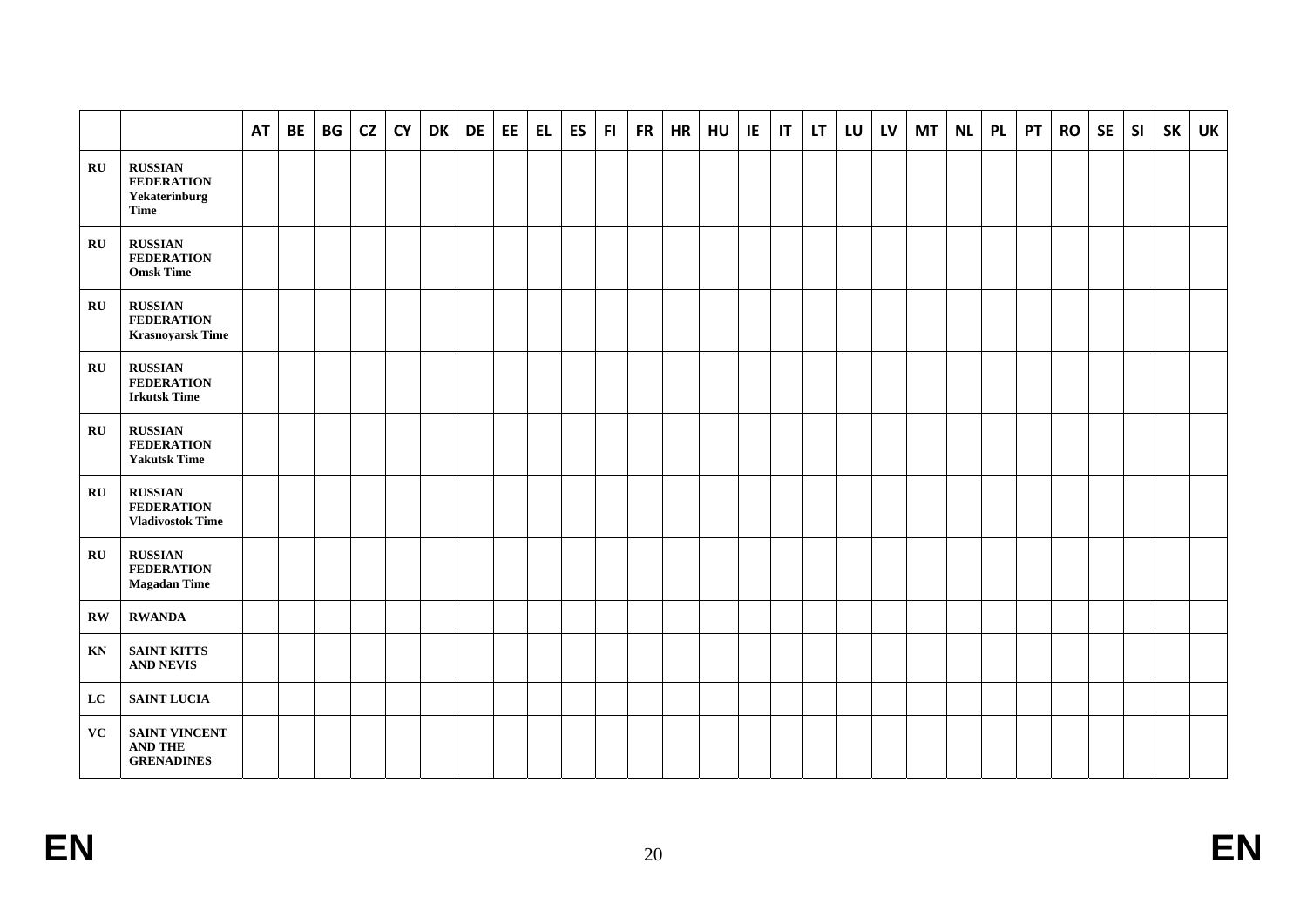| | | AT | BE | BG | CZ | CY | DK | DE | EE | EL | ES | FI | FR | HR | HU | IE | IT | LT | LU | LV | MT | NL | PL | PT | RO | SE | SI | SK | UK |
|---|---|---|---|---|---|---|---|---|---|---|---|---|---|---|---|---|---|---|---|---|---|---|---|---|---|---|---|---|---|
| **RU** | **RUSSIAN FEDERATION Yekaterinburg Time** | | | | | | | | | | | | | | | | | | | | | | | | | | | | |
| **RU** | **RUSSIAN FEDERATION Omsk Time** | | | | | | | | | | | | | | | | | | | | | | | | | | | | |
| **RU** | **RUSSIAN FEDERATION Krasnoyarsk Time** | | | | | | | | | | | | | | | | | | | | | | | | | | | | |
| **RU** | **RUSSIAN FEDERATION Irkutsk Time** | | | | | | | | | | | | | | | | | | | | | | | | | | | | |
| **RU** | **RUSSIAN FEDERATION Yakutsk Time** | | | | | | | | | | | | | | | | | | | | | | | | | | | | |
| **RU** | **RUSSIAN FEDERATION Vladivostok Time** | | | | | | | | | | | | | | | | | | | | | | | | | | | | |
| **RU** | **RUSSIAN FEDERATION Magadan Time** | | | | | | | | | | | | | | | | | | | | | | | | | | | | |
| **RW** | **RWANDA** | | | | | | | | | | | | | | | | | | | | | | | | | | | | |
| **KN** | **SAINT KITTS AND NEVIS** | | | | | | | | | | | | | | | | | | | | | | | | | | | | |
| **LC** | **SAINT LUCIA** | | | | | | | | | | | | | | | | | | | | | | | | | | | | |
| **VC** | **SAINT VINCENT AND THE GRENADINES** | | | | | | | | | | | | | | | | | | | | | | | | | | | | |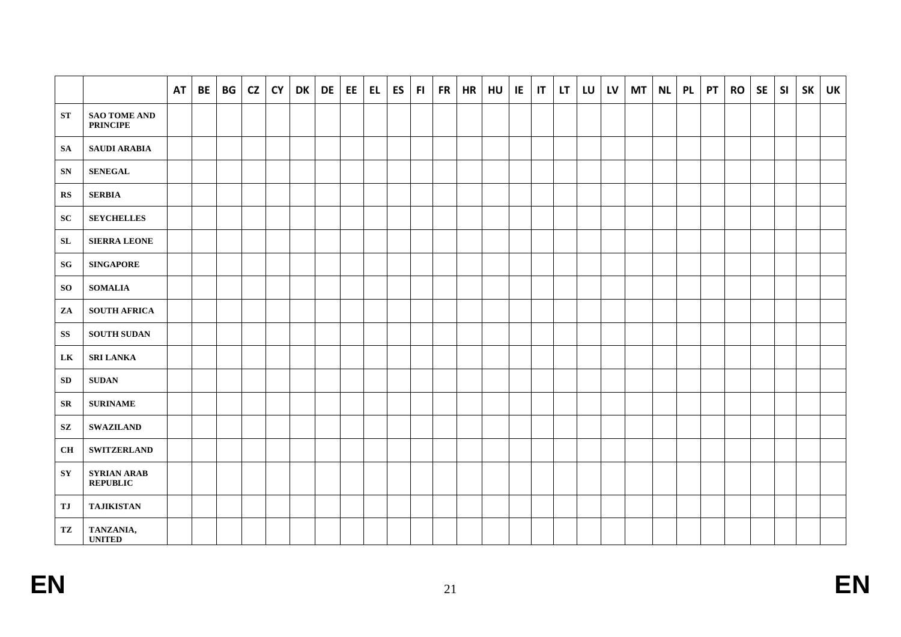| | | AT | BE | BG | CZ | CY | DK | DE | EE | EL | ES | FI | FR | HR | HU | IE | IT | LT | LU | LV | MT | NL | PL | PT | RO | SE | SI | SK | UK |
|---|---|---|---|---|---|---|---|---|---|---|---|---|---|---|---|---|---|---|---|---|---|---|---|---|---|---|---|---|---|
| **ST** | **SAO TOME AND PRINCIPE** | | | | | | | | | | | | | | | | | | | | | | | | | | | | |
| **SA** | **SAUDI ARABIA** | | | | | | | | | | | | | | | | | | | | | | | | | | | | |
| **SN** | **SENEGAL** | | | | | | | | | | | | | | | | | | | | | | | | | | | | |
| **RS** | **SERBIA** | | | | | | | | | | | | | | | | | | | | | | | | | | | | |
| **SC** | **SEYCHELLES** | | | | | | | | | | | | | | | | | | | | | | | | | | | | |
| **SL** | **SIERRA LEONE** | | | | | | | | | | | | | | | | | | | | | | | | | | | | |
| **SG** | **SINGAPORE** | | | | | | | | | | | | | | | | | | | | | | | | | | | | |
| **SO** | **SOMALIA** | | | | | | | | | | | | | | | | | | | | | | | | | | | | |
| **ZA** | **SOUTH AFRICA** | | | | | | | | | | | | | | | | | | | | | | | | | | | | |
| **SS** | **SOUTH SUDAN** | | | | | | | | | | | | | | | | | | | | | | | | | | | | |
| **LK** | **SRI LANKA** | | | | | | | | | | | | | | | | | | | | | | | | | | | | |
| **SD** | **SUDAN** | | | | | | | | | | | | | | | | | | | | | | | | | | | | |
| **SR** | **SURINAME** | | | | | | | | | | | | | | | | | | | | | | | | | | | | |
| **SZ** | **SWAZILAND** | | | | | | | | | | | | | | | | | | | | | | | | | | | | |
| **CH** | **SWITZERLAND** | | | | | | | | | | | | | | | | | | | | | | | | | | | | |
| **SY** | **SYRIAN ARAB REPUBLIC** | | | | | | | | | | | | | | | | | | | | | | | | | | | | |
| **TJ** | **TAJIKISTAN** | | | | | | | | | | | | | | | | | | | | | | | | | | | | |
| **TZ** | **TANZANIA, UNITED** | | | | | | | | | | | | | | | | | | | | | | | | | | | | |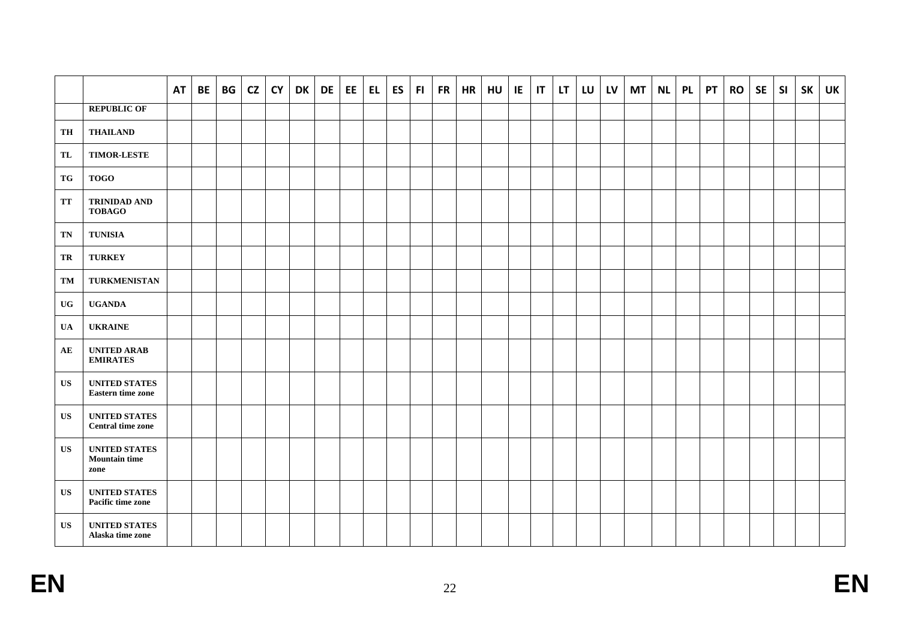| | | AT | BE | BG | CZ | CY | DK | DE | EE | EL | ES | FI | FR | HR | HU | IE | IT | LT | LU | LV | MT | NL | PL | PT | RO | SE | SI | SK | UK |
|---|---|---|---|---|---|---|---|---|---|---|---|---|---|---|---|---|---|---|---|---|---|---|---|---|---|---|---|---|---|
| | **REPUBLIC OF** | | | | | | | | | | | | | | | | | | | | | | | | | | | | |
| **TH** | **THAILAND** | | | | | | | | | | | | | | | | | | | | | | | | | | | | |
| **TL** | **TIMOR-LESTE** | | | | | | | | | | | | | | | | | | | | | | | | | | | | |
| **TG** | **TOGO** | | | | | | | | | | | | | | | | | | | | | | | | | | | | |
| **TT** | **TRINIDAD AND TOBAGO** | | | | | | | | | | | | | | | | | | | | | | | | | | | | |
| **TN** | **TUNISIA** | | | | | | | | | | | | | | | | | | | | | | | | | | | | |
| **TR** | **TURKEY** | | | | | | | | | | | | | | | | | | | | | | | | | | | | |
| **TM** | **TURKMENISTAN** | | | | | | | | | | | | | | | | | | | | | | | | | | | | |
| **UG** | **UGANDA** | | | | | | | | | | | | | | | | | | | | | | | | | | | | |
| **UA** | **UKRAINE** | | | | | | | | | | | | | | | | | | | | | | | | | | | | |
| **AE** | **UNITED ARAB EMIRATES** | | | | | | | | | | | | | | | | | | | | | | | | | | | | |
| **US** | **UNITED STATES Eastern time zone** | | | | | | | | | | | | | | | | | | | | | | | | | | | | |
| **US** | **UNITED STATES Central time zone** | | | | | | | | | | | | | | | | | | | | | | | | | | | | |
| **US** | **UNITED STATES Mountain time zone** | | | | | | | | | | | | | | | | | | | | | | | | | | | | |
| **US** | **UNITED STATES Pacific time zone** | | | | | | | | | | | | | | | | | | | | | | | | | | | | |
| **US** | **UNITED STATES Alaska time zone** | | | | | | | | | | | | | | | | | | | | | | | | | | | | |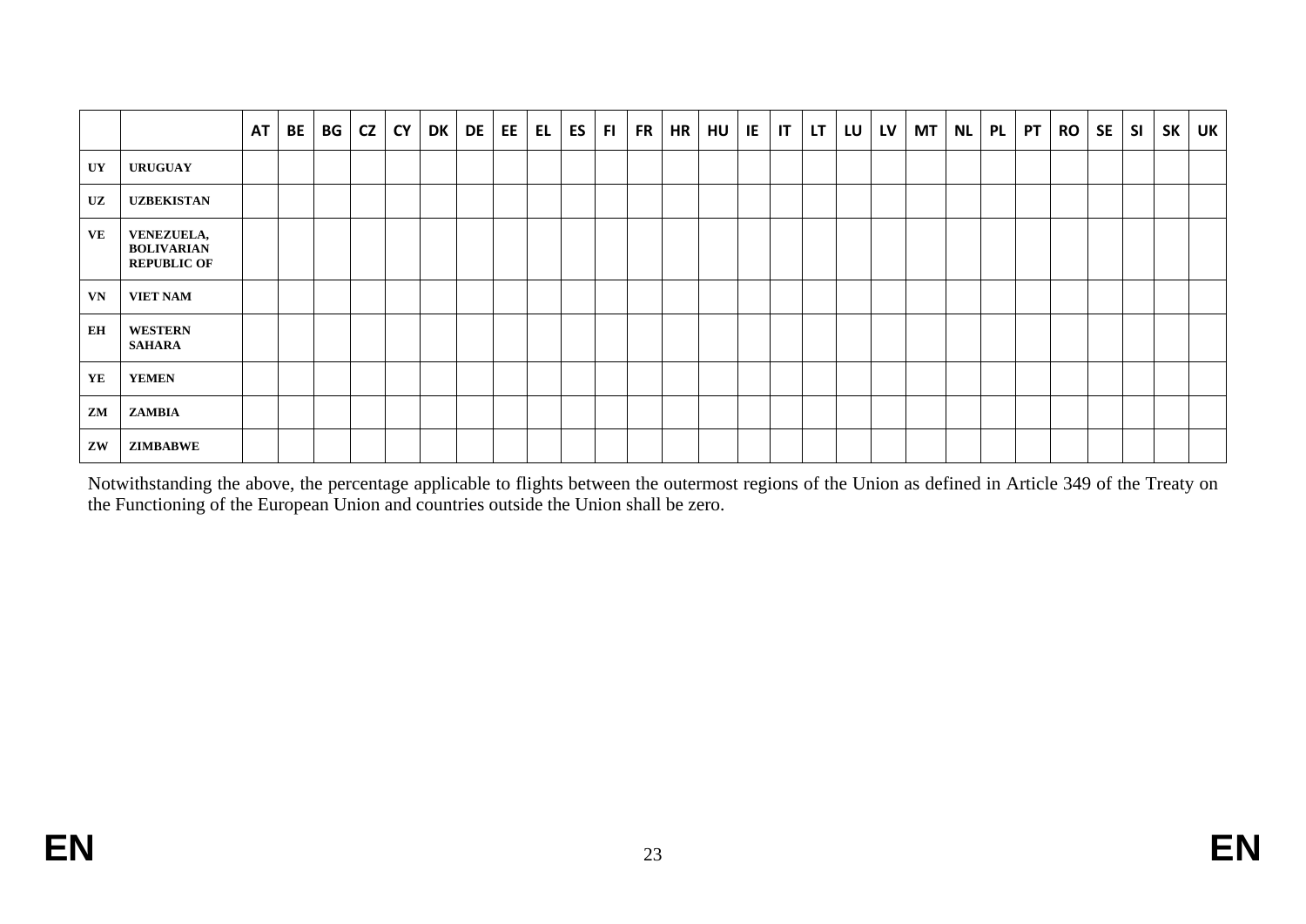| | | AT | BE | BG | CZ | CY | DK | DE | EE | EL | ES | FI | FR | HR | HU | IE | IT | LT | LU | LV | MT | NL | PL | PT | RO | SE | SI | SK | UK |
|---|---|---|---|---|---|---|---|---|---|---|---|---|---|---|---|---|---|---|---|---|---|---|---|---|---|---|---|---|---|
| **UY** | **URUGUAY** | | | | | | | | | | | | | | | | | | | | | | | | | | | | |
| **UZ** | **UZBEKISTAN** | | | | | | | | | | | | | | | | | | | | | | | | | | | | |
| **VE** | **VENEZUELA, BOLIVARIAN REPUBLIC OF** | | | | | | | | | | | | | | | | | | | | | | | | | | | | |
| **VN** | **VIET NAM** | | | | | | | | | | | | | | | | | | | | | | | | | | | | |
| **EH** | **WESTERN SAHARA** | | | | | | | | | | | | | | | | | | | | | | | | | | | | |
| **YE** | **YEMEN** | | | | | | | | | | | | | | | | | | | | | | | | | | | | |
| **ZM** | **ZAMBIA** | | | | | | | | | | | | | | | | | | | | | | | | | | | | |
| **ZW** | **ZIMBABWE** | | | | | | | | | | | | | | | | | | | | | | | | | | | | |

Notwithstanding the above, the percentage applicable to flights between the outermost regions of the Union as defined in Article 349 of the Treaty on the Functioning of the European Union and countries outside the Union shall be zero.